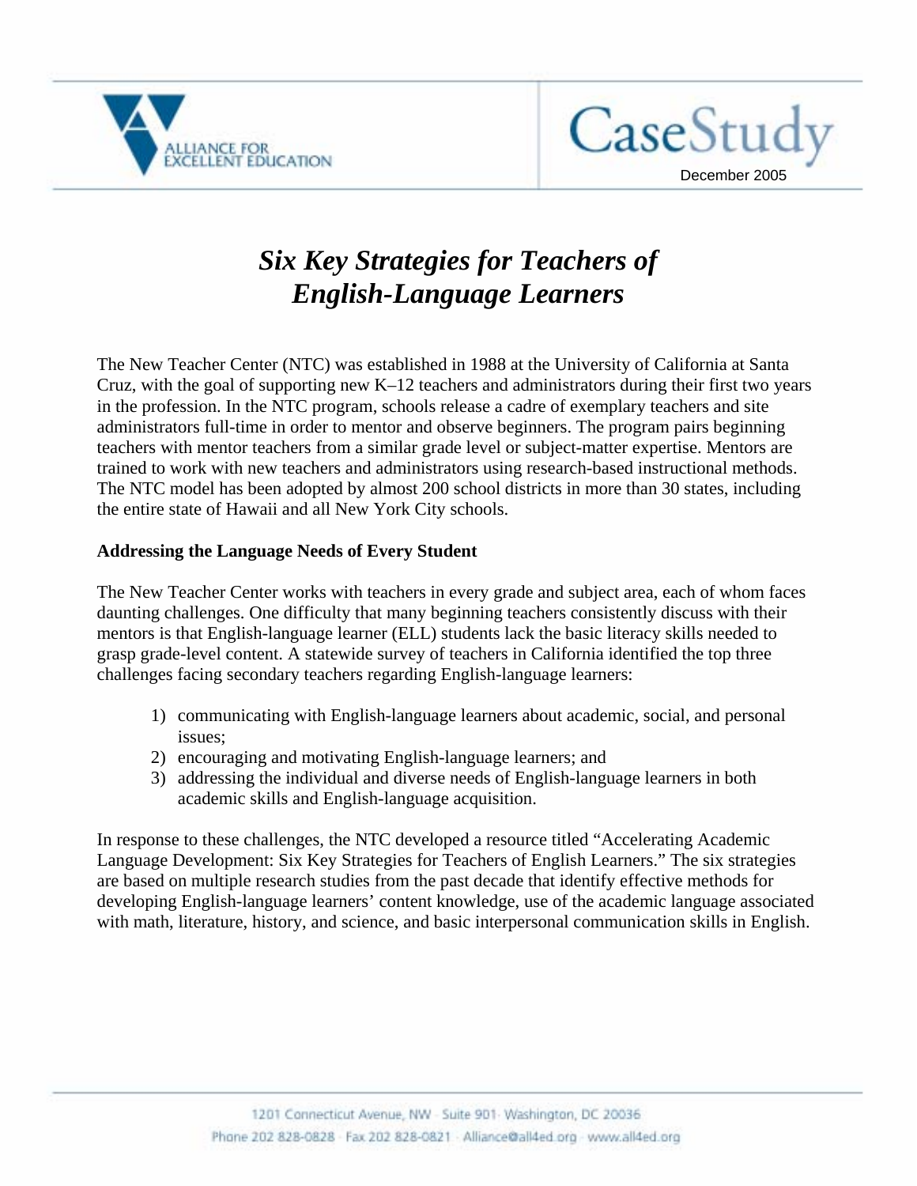# Six Key Strategies for Teachers of English-Language Learners

CaseStudy

December 2005

The New Teacher Center (NTC) was established in 1988 at the University of California at Santa Cruz, with the goal of supporting new K–12 teachers and administrators during their first two years in the profession. In the NTC program, schools release a cadre of exemplary teachers and site administrators full-time in order to mentor and observe beginners. The program pairs beginning teachers with mentor teachers from a similar grade level or subject-matter expertise. Mentors are trained to work with new teachers and administrators using research-based instructional methods. The NTC model has been adopted by almost 200 school districts in more than 30 states, including the entire state of Hawaii and all New York City schools.

**Addressing the Language Needs of Every Student**

The New Teacher Center works with teachers in every grade and subject area, each of whom faces daunting challenges. One difficulty that many beginning teachers consistently discuss with their mentors is that English-language learner (ELL) students lack the basic literacy skills needed to grasp grade-level content. A statewide survey of teachers in California identified the top three challenges facing secondary teachers regarding English-language learners:

1) communicating with English-language learners about academic, social, and personal issues;
2) encouraging and motivating English-language learners; and
3) addressing the individual and diverse needs of English-language learners in both academic skills and English-language acquisition.

In response to these challenges, the NTC developed a resource titled "Accelerating Academic Language Development: Six Key Strategies for Teachers of English Learners." The six strategies are based on multiple research studies from the past decade that identify effective methods for developing English-language learners' content knowledge, use of the academic language associated with math, literature, history, and science, and basic interpersonal communication skills in English.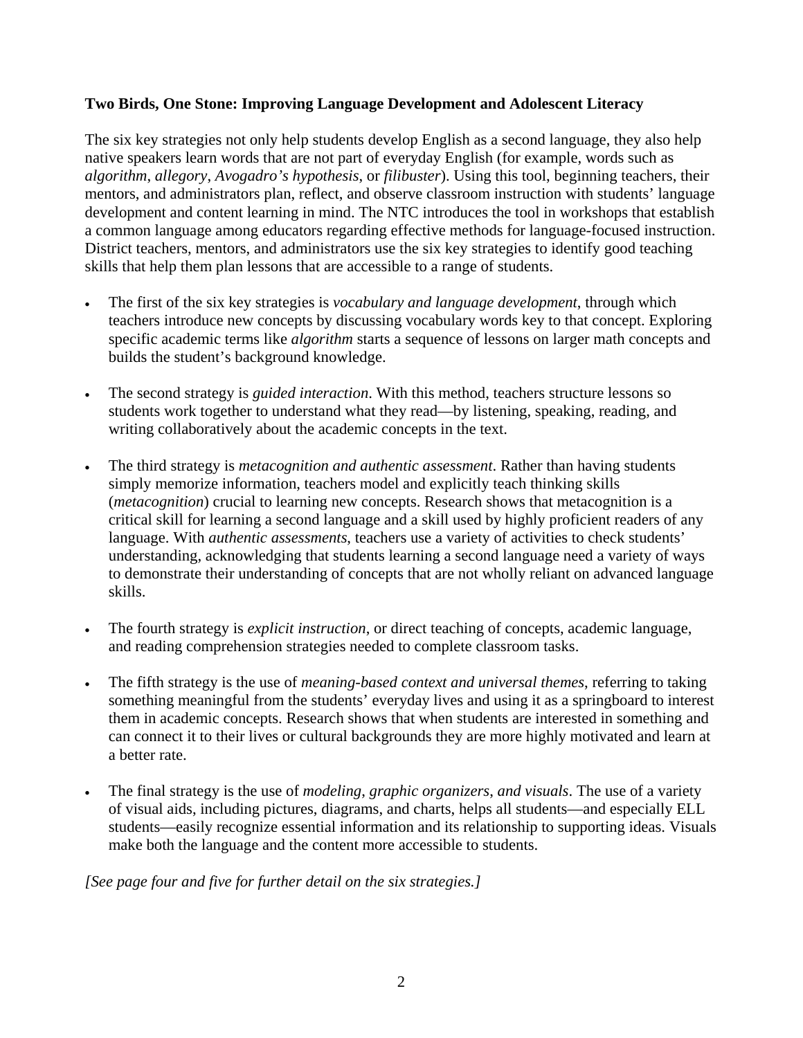**Two Birds, One Stone: Improving Language Development and Adolescent Literacy**

The six key strategies not only help students develop English as a second language, they also help native speakers learn words that are not part of everyday English (for example, words such as *algorithm*, *allegory*, *Avogadro's hypothesis*, or *filibuster*). Using this tool, beginning teachers, their mentors, and administrators plan, reflect, and observe classroom instruction with students' language development and content learning in mind. The NTC introduces the tool in workshops that establish a common language among educators regarding effective methods for language-focused instruction. District teachers, mentors, and administrators use the six key strategies to identify good teaching skills that help them plan lessons that are accessible to a range of students.

- The first of the six key strategies is *vocabulary and language development*, through which teachers introduce new concepts by discussing vocabulary words key to that concept. Exploring specific academic terms like *algorithm* starts a sequence of lessons on larger math concepts and builds the student's background knowledge.

- The second strategy is *guided interaction*. With this method, teachers structure lessons so students work together to understand what they read—by listening, speaking, reading, and writing collaboratively about the academic concepts in the text.

- The third strategy is *metacognition and authentic assessment*. Rather than having students simply memorize information, teachers model and explicitly teach thinking skills (*metacognition*) crucial to learning new concepts. Research shows that metacognition is a critical skill for learning a second language and a skill used by highly proficient readers of any language. With *authentic assessments*, teachers use a variety of activities to check students' understanding, acknowledging that students learning a second language need a variety of ways to demonstrate their understanding of concepts that are not wholly reliant on advanced language skills.

- The fourth strategy is *explicit instruction*, or direct teaching of concepts, academic language, and reading comprehension strategies needed to complete classroom tasks.

- The fifth strategy is the use of *meaning-based context and universal themes*, referring to taking something meaningful from the students' everyday lives and using it as a springboard to interest them in academic concepts. Research shows that when students are interested in something and can connect it to their lives or cultural backgrounds they are more highly motivated and learn at a better rate.

- The final strategy is the use of *modeling, graphic organizers, and visuals*. The use of a variety of visual aids, including pictures, diagrams, and charts, helps all students—and especially ELL students—easily recognize essential information and its relationship to supporting ideas. Visuals make both the language and the content more accessible to students.

*[See page four and five for further detail on the six strategies.]*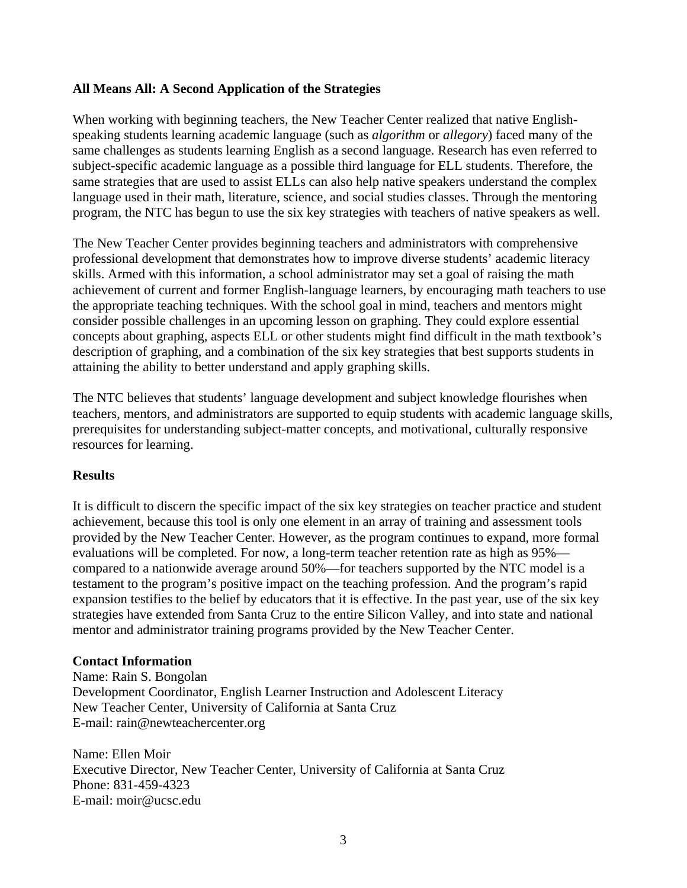**All Means All: A Second Application of the Strategies**

When working with beginning teachers, the New Teacher Center realized that native English-speaking students learning academic language (such as *algorithm* or *allegory*) faced many of the same challenges as students learning English as a second language. Research has even referred to subject-specific academic language as a possible third language for ELL students. Therefore, the same strategies that are used to assist ELLs can also help native speakers understand the complex language used in their math, literature, science, and social studies classes. Through the mentoring program, the NTC has begun to use the six key strategies with teachers of native speakers as well.

The New Teacher Center provides beginning teachers and administrators with comprehensive professional development that demonstrates how to improve diverse students' academic literacy skills. Armed with this information, a school administrator may set a goal of raising the math achievement of current and former English-language learners, by encouraging math teachers to use the appropriate teaching techniques. With the school goal in mind, teachers and mentors might consider possible challenges in an upcoming lesson on graphing. They could explore essential concepts about graphing, aspects ELL or other students might find difficult in the math textbook's description of graphing, and a combination of the six key strategies that best supports students in attaining the ability to better understand and apply graphing skills.

The NTC believes that students' language development and subject knowledge flourishes when teachers, mentors, and administrators are supported to equip students with academic language skills, prerequisites for understanding subject-matter concepts, and motivational, culturally responsive resources for learning.

**Results**

It is difficult to discern the specific impact of the six key strategies on teacher practice and student achievement, because this tool is only one element in an array of training and assessment tools provided by the New Teacher Center. However, as the program continues to expand, more formal evaluations will be completed. For now, a long-term teacher retention rate as high as 95%—compared to a nationwide average around 50%—for teachers supported by the NTC model is a testament to the program's positive impact on the teaching profession. And the program's rapid expansion testifies to the belief by educators that it is effective. In the past year, use of the six key strategies have extended from Santa Cruz to the entire Silicon Valley, and into state and national mentor and administrator training programs provided by the New Teacher Center.

**Contact Information**
Name: Rain S. Bongolan
Development Coordinator, English Learner Instruction and Adolescent Literacy
New Teacher Center, University of California at Santa Cruz
E-mail: rain@newteachercenter.org

Name: Ellen Moir
Executive Director, New Teacher Center, University of California at Santa Cruz
Phone: 831-459-4323
E-mail: moir@ucsc.edu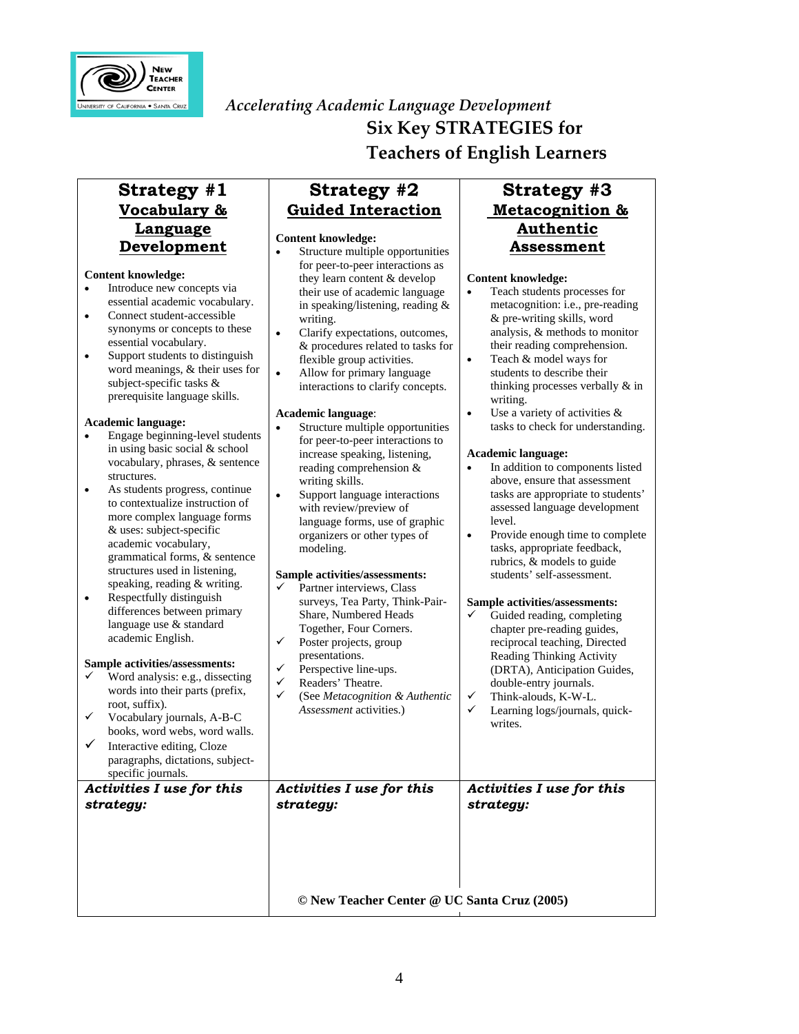*Accelerating Academic Language Development*

# Six Key STRATEGIES for Teachers of English Learners

## Strategy #1 Vocabulary & Language Development

**Content knowledge:**

- Introduce new concepts via essential academic vocabulary.
- Connect student-accessible synonyms or concepts to these essential vocabulary.
- Support students to distinguish word meanings, & their uses for subject-specific tasks & prerequisite language skills.

**Academic language:**

- Engage beginning-level students in using basic social & school vocabulary, phrases, & sentence structures.
- As students progress, continue to contextualize instruction of more complex language forms & uses: subject-specific academic vocabulary, grammatical forms, & sentence structures used in listening, speaking, reading & writing.
- Respectfully distinguish differences between primary language use & standard academic English.

**Sample activities/assessments:**

- ✓ Word analysis: e.g., dissecting words into their parts (prefix, root, suffix).
- ✓ Vocabulary journals, A-B-C books, word webs, word walls.
- ✓ Interactive editing, Cloze paragraphs, dictations, subject-specific journals.

***Activities I use for this strategy:***

## Strategy #2 Guided Interaction

**Content knowledge:**

- Structure multiple opportunities for peer-to-peer interactions as they learn content & develop their use of academic language in speaking/listening, reading & writing.
- Clarify expectations, outcomes, & procedures related to tasks for flexible group activities.
- Allow for primary language interactions to clarify concepts.

**Academic language**:

- Structure multiple opportunities for peer-to-peer interactions to increase speaking, listening, reading comprehension & writing skills.
- Support language interactions with review/preview of language forms, use of graphic organizers or other types of modeling.

**Sample activities/assessments:**

- ✓ Partner interviews, Class surveys, Tea Party, Think-Pair-Share, Numbered Heads Together, Four Corners.
- ✓ Poster projects, group presentations.
- ✓ Perspective line-ups.
- ✓ Readers' Theatre.
- ✓ (See *Metacognition & Authentic Assessment* activities.)

***Activities I use for this strategy:***

## Strategy #3 Metacognition & Authentic Assessment

**Content knowledge:**

- Teach students processes for metacognition: i.e., pre-reading & pre-writing skills, word analysis, & methods to monitor their reading comprehension.
- Teach & model ways for students to describe their thinking processes verbally & in writing.
- Use a variety of activities & tasks to check for understanding.

**Academic language:**

- In addition to components listed above, ensure that assessment tasks are appropriate to students' assessed language development level.
- Provide enough time to complete tasks, appropriate feedback, rubrics, & models to guide students' self-assessment.

**Sample activities/assessments:**

- ✓ Guided reading, completing chapter pre-reading guides, reciprocal teaching, Directed Reading Thinking Activity (DRTA), Anticipation Guides, double-entry journals.
- ✓ Think-alouds, K-W-L.
- ✓ Learning logs/journals, quick-writes.

***Activities I use for this strategy:***

**© New Teacher Center @ UC Santa Cruz (2005)**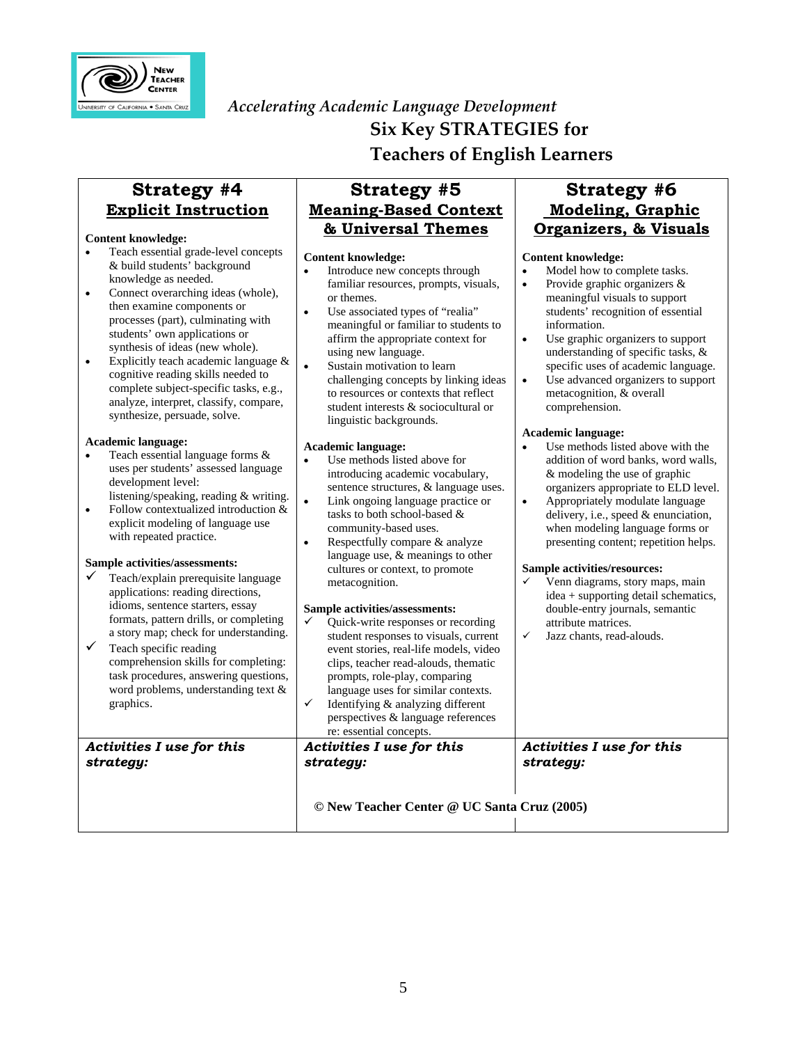*Accelerating Academic Language Development*

# Six Key STRATEGIES for Teachers of English Learners

## Strategy #4 Explicit Instruction

**Content knowledge:**

- Teach essential grade-level concepts & build students' background knowledge as needed.
- Connect overarching ideas (whole), then examine components or processes (part), culminating with students' own applications or synthesis of ideas (new whole).
- Explicitly teach academic language & cognitive reading skills needed to complete subject-specific tasks, e.g., analyze, interpret, classify, compare, synthesize, persuade, solve.

**Academic language:**

- Teach essential language forms & uses per students' assessed language development level: listening/speaking, reading & writing.
- Follow contextualized introduction & explicit modeling of language use with repeated practice.

**Sample activities/assessments:**

- ✓ Teach/explain prerequisite language applications: reading directions, idioms, sentence starters, essay formats, pattern drills, or completing a story map; check for understanding.
- ✓ Teach specific comprehension skills for completing: task procedures, answering questions, word problems, understanding text & graphics.

***Activities I use for this strategy:***

## Strategy #5 Meaning-Based Context & Universal Themes

**Content knowledge:**

- Introduce new concepts through familiar resources, prompts, visuals, or themes.
- Use associated types of "realia" meaningful or familiar to students to affirm the appropriate context for using new language.
- Sustain motivation to learn challenging concepts by linking ideas to resources or contexts that reflect student interests & sociocultural or linguistic backgrounds.

**Academic language:**

- Use methods listed above for introducing academic vocabulary, sentence structures, & language uses.
- Link ongoing language practice or tasks to both school-based & community-based uses.
- Respectfully compare & analyze language use, & meanings to other cultures or context, to promote metacognition.

**Sample activities/assessments:**

- ✓ Quick-write responses or recording student responses to visuals, current event stories, real-life models, video clips, teacher read-alouds, thematic prompts, role-play, comparing language uses for similar contexts.
- ✓ Identifying & analyzing different perspectives & language references re: essential concepts.

***Activities I use for this strategy:***

## Strategy #6 Modeling, Graphic Organizers, & Visuals

**Content knowledge:**

- Model how to complete tasks.
- Provide graphic organizers & meaningful visuals to support students' recognition of essential information.
- Use graphic organizers to support understanding of specific tasks, & specific uses of academic language.
- Use advanced organizers to support metacognition, & overall comprehension.

**Academic language:**

- Use methods listed above with the addition of word banks, word walls, & modeling the use of graphic organizers appropriate to ELD level.
- Appropriately modulate language delivery, i.e., speed & enunciation, when modeling language forms or presenting content; repetition helps.

**Sample activities/resources:**

- ✓ Venn diagrams, story maps, main idea + supporting detail schematics, double-entry journals, semantic attribute matrices.
- ✓ Jazz chants, read-alouds.

***Activities I use for this strategy:***

**© New Teacher Center @ UC Santa Cruz (2005)**